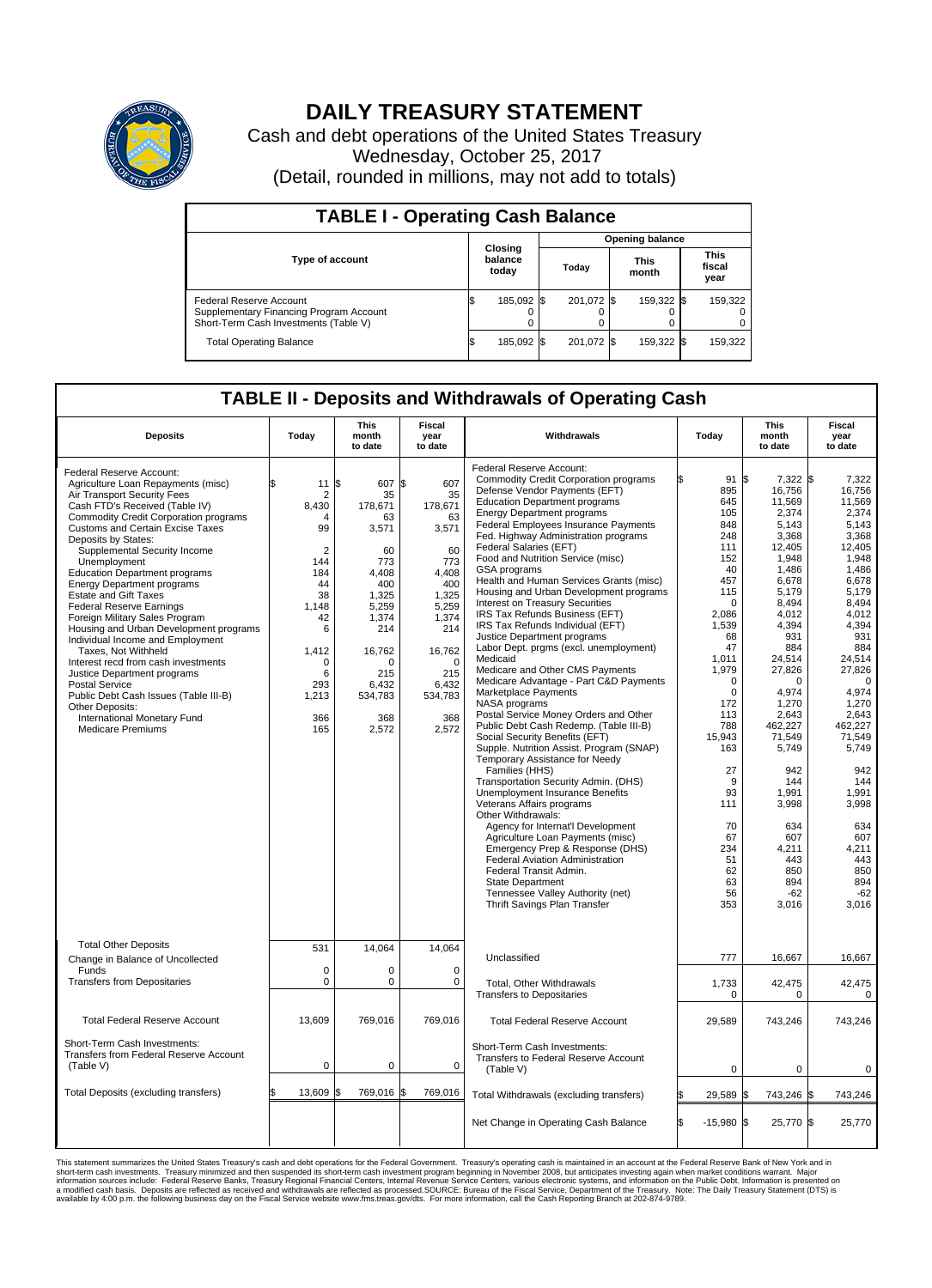# DAILY TREASURY STATEMENT

Cash and debt operations of the United States Treasury

Wednesday, October 25, 2017

(Detail, rounded in millions, may not add to totals)

## TABLE I - Operating Cash Balance

| Type of account | Closing balance today | Opening balance Today | Opening balance This month | Opening balance This fiscal year |
|---|---|---|---|---|
| Federal Reserve Account | $ 185,092 | $ 201,072 | $ 159,322 | $ 159,322 |
| Supplementary Financing Program Account | 0 | 0 | 0 | 0 |
| Short-Term Cash Investments (Table V) | 0 | 0 | 0 | 0 |
| Total Operating Balance | $ 185,092 | $ 201,072 | $ 159,322 | $ 159,322 |

## TABLE II - Deposits and Withdrawals of Operating Cash

| Deposits | Today | This month to date | Fiscal year to date |
|---|---|---|---|
| Federal Reserve Account: | | | |
| Agriculture Loan Repayments (misc) | $ 11 | $ 607 | $ 607 |
| Air Transport Security Fees | 2 | 35 | 35 |
| Cash FTD's Received (Table IV) | 8,430 | 178,671 | 178,671 |
| Commodity Credit Corporation programs | 4 | 63 | 63 |
| Customs and Certain Excise Taxes | 99 | 3,571 | 3,571 |
| Deposits by States: | | | |
| Supplemental Security Income | 2 | 60 | 60 |
| Unemployment | 144 | 773 | 773 |
| Education Department programs | 184 | 4,408 | 4,408 |
| Energy Department programs | 44 | 400 | 400 |
| Estate and Gift Taxes | 38 | 1,325 | 1,325 |
| Federal Reserve Earnings | 1,148 | 5,259 | 5,259 |
| Foreign Military Sales Program | 42 | 1,374 | 1,374 |
| Housing and Urban Development programs | 6 | 214 | 214 |
| Individual Income and Employment Taxes, Not Withheld | 1,412 | 16,762 | 16,762 |
| Interest recd from cash investments | 0 | 0 | 0 |
| Justice Department programs | 6 | 215 | 215 |
| Postal Service | 293 | 6,432 | 6,432 |
| Public Debt Cash Issues (Table III-B) | 1,213 | 534,783 | 534,783 |
| Other Deposits: | | | |
| International Monetary Fund | 366 | 368 | 368 |
| Medicare Premiums | 165 | 2,572 | 2,572 |
| Total Other Deposits | 531 | 14,064 | 14,064 |
| Change in Balance of Uncollected Funds | 0 | 0 | 0 |
| Transfers from Depositaries | 0 | 0 | 0 |
| Total Federal Reserve Account | 13,609 | 769,016 | 769,016 |
| Short-Term Cash Investments: Transfers from Federal Reserve Account (Table V) | 0 | 0 | 0 |
| Total Deposits (excluding transfers) | $ 13,609 | $ 769,016 | $ 769,016 |

| Withdrawals | Today | This month to date | Fiscal year to date |
|---|---|---|---|
| Federal Reserve Account: | | | |
| Commodity Credit Corporation programs | $ 91 | $ 7,322 | $ 7,322 |
| Defense Vendor Payments (EFT) | 895 | 16,756 | 16,756 |
| Education Department programs | 645 | 11,569 | 11,569 |
| Energy Department programs | 105 | 2,374 | 2,374 |
| Federal Employees Insurance Payments | 848 | 5,143 | 5,143 |
| Fed. Highway Administration programs | 248 | 3,368 | 3,368 |
| Federal Salaries (EFT) | 111 | 12,405 | 12,405 |
| Food and Nutrition Service (misc) | 152 | 1,948 | 1,948 |
| GSA programs | 40 | 1,486 | 1,486 |
| Health and Human Services Grants (misc) | 457 | 6,678 | 6,678 |
| Housing and Urban Development programs | 115 | 5,179 | 5,179 |
| Interest on Treasury Securities | 0 | 8,494 | 8,494 |
| IRS Tax Refunds Business (EFT) | 2,086 | 4,012 | 4,012 |
| IRS Tax Refunds Individual (EFT) | 1,539 | 4,394 | 4,394 |
| Justice Department programs | 68 | 931 | 931 |
| Labor Dept. prgms (excl. unemployment) | 47 | 884 | 884 |
| Medicaid | 1,011 | 24,514 | 24,514 |
| Medicare and Other CMS Payments | 1,979 | 27,826 | 27,826 |
| Medicare Advantage - Part C&D Payments | 0 | 0 | 0 |
| Marketplace Payments | 0 | 4,974 | 4,974 |
| NASA programs | 172 | 1,270 | 1,270 |
| Postal Service Money Orders and Other | 113 | 2,643 | 2,643 |
| Public Debt Cash Redemp. (Table III-B) | 788 | 462,227 | 462,227 |
| Social Security Benefits (EFT) | 15,943 | 71,549 | 71,549 |
| Supple. Nutrition Assist. Program (SNAP) | 163 | 5,749 | 5,749 |
| Temporary Assistance for Needy Families (HHS) | 27 | 942 | 942 |
| Transportation Security Admin. (DHS) | 9 | 144 | 144 |
| Unemployment Insurance Benefits | 93 | 1,991 | 1,991 |
| Veterans Affairs programs | 111 | 3,998 | 3,998 |
| Other Withdrawals: | | | |
| Agency for Internat'l Development | 70 | 634 | 634 |
| Agriculture Loan Payments (misc) | 67 | 607 | 607 |
| Emergency Prep & Response (DHS) | 234 | 4,211 | 4,211 |
| Federal Aviation Administration | 51 | 443 | 443 |
| Federal Transit Admin. | 62 | 850 | 850 |
| State Department | 63 | 894 | 894 |
| Tennessee Valley Authority (net) | 56 | -62 | -62 |
| Thrift Savings Plan Transfer | 353 | 3,016 | 3,016 |
| Unclassified | 777 | 16,667 | 16,667 |
| Total, Other Withdrawals | 1,733 | 42,475 | 42,475 |
| Transfers to Depositaries | 0 | 0 | 0 |
| Total Federal Reserve Account | 29,589 | 743,246 | 743,246 |
| Short-Term Cash Investments: Transfers to Federal Reserve Account (Table V) | 0 | 0 | 0 |
| Total Withdrawals (excluding transfers) | $ 29,589 | $ 743,246 | $ 743,246 |
| Net Change in Operating Cash Balance | $ -15,980 | $ 25,770 | $ 25,770 |

This statement summarizes the United States Treasury's cash and debt operations for the Federal Government. Treasury's operating cash is maintained in an account at the Federal Reserve Bank of New York and in short-term cash investments. Treasury minimized and then suspended its short-term cash investment program beginning in November 2008, but anticipates investing again when market conditions warrant. Major information sources include: Federal Reserve Banks, Treasury Regional Financial Centers, Internal Revenue Service Centers, various electronic systems, and information on the Public Debt. Information is presented on a modified cash basis. Deposits are reflected as received and withdrawals are reflected as processed.SOURCE: Bureau of the Fiscal Service, Department of the Treasury. Note: The Daily Treasury Statement (DTS) is available by 4:00 p.m. the following business day on the Fiscal Service website www.fms.treas.gov/dts. For more information, call the Cash Reporting Branch at 202-874-9789.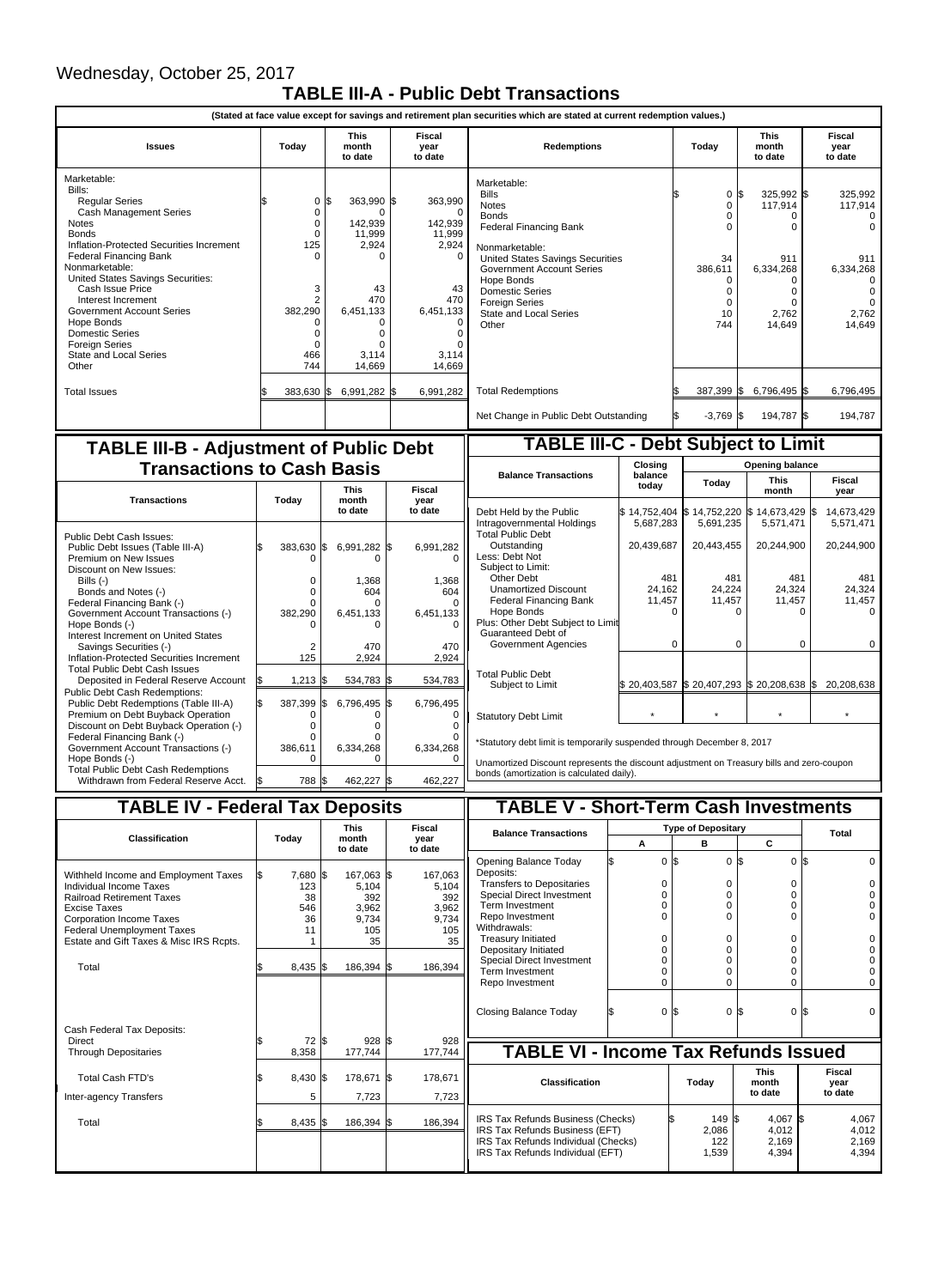Wednesday, October 25, 2017

# TABLE III-A - Public Debt Transactions

(Stated at face value except for savings and retirement plan securities which are stated at current redemption values.)

| Issues | Today | This month to date | Fiscal year to date | Redemptions | Today | This month to date | Fiscal year to date |
|---|---|---|---|---|---|---|---|
| Marketable: | | | | Marketable: | | | |
| Bills: | | | | Bills | $ 0 | $ 325,992 | $ 325,992 |
| Regular Series | $ 0 | $ 363,990 | $ 363,990 | Notes | 0 | 117,914 | 117,914 |
| Cash Management Series | 0 | 0 | 0 | Bonds | 0 | 0 | 0 |
| Notes | 0 | 142,939 | 142,939 | Federal Financing Bank | 0 | 0 | 0 |
| Bonds | 0 | 11,999 | 11,999 | | | | |
| Inflation-Protected Securities Increment | 125 | 2,924 | 2,924 | Nonmarketable: | | | |
| Federal Financing Bank | 0 | 0 | 0 | United States Savings Securities | 34 | 911 | 911 |
| Nonmarketable: | | | | Government Account Series | 386,611 | 6,334,268 | 6,334,268 |
| United States Savings Securities: | | | | Hope Bonds | 0 | 0 | 0 |
| Cash Issue Price | 3 | 43 | 43 | Domestic Series | 0 | 0 | 0 |
| Interest Increment | 2 | 470 | 470 | Foreign Series | 0 | 0 | 0 |
| Government Account Series | 382,290 | 6,451,133 | 6,451,133 | State and Local Series | 10 | 2,762 | 2,762 |
| Hope Bonds | 0 | 0 | 0 | Other | 744 | 14,649 | 14,649 |
| Domestic Series | 0 | 0 | 0 | | | | |
| Foreign Series | 0 | 0 | 0 | | | | |
| State and Local Series | 466 | 3,114 | 3,114 | | | | |
| Other | 744 | 14,669 | 14,669 | | | | |
| Total Issues | $ 383,630 | $ 6,991,282 | $ 6,991,282 | Total Redemptions | $ 387,399 | $ 6,796,495 | $ 6,796,495 |
| | | | | Net Change in Public Debt Outstanding | $ -3,769 | $ 194,787 | $ 194,787 |

# TABLE III-B - Adjustment of Public Debt Transactions to Cash Basis

| Transactions | Today | This month to date | Fiscal year to date |
|---|---|---|---|
| Public Debt Cash Issues: | | | |
| Public Debt Issues (Table III-A) | $ 383,630 | $ 6,991,282 | $ 6,991,282 |
| Premium on New Issues | 0 | 0 | 0 |
| Discount on New Issues: | | | |
| Bills (-) | 0 | 1,368 | 1,368 |
| Bonds and Notes (-) | 0 | 604 | 604 |
| Federal Financing Bank (-) | 0 | 0 | 0 |
| Government Account Transactions (-) | 382,290 | 6,451,133 | 6,451,133 |
| Hope Bonds (-) | 0 | 0 | 0 |
| Interest Increment on United States Savings Securities (-) | 2 | 470 | 470 |
| Inflation-Protected Securities Increment | 125 | 2,924 | 2,924 |
| Total Public Debt Cash Issues Deposited in Federal Reserve Account | $ 1,213 | $ 534,783 | $ 534,783 |
| Public Debt Cash Redemptions: | | | |
| Public Debt Redemptions (Table III-A) | $ 387,399 | $ 6,796,495 | $ 6,796,495 |
| Premium on Debt Buyback Operation | 0 | 0 | 0 |
| Discount on Debt Buyback Operation (-) | 0 | 0 | 0 |
| Federal Financing Bank (-) | 0 | 0 | 0 |
| Government Account Transactions (-) | 386,611 | 6,334,268 | 6,334,268 |
| Hope Bonds (-) | 0 | 0 | 0 |
| Total Public Debt Cash Redemptions Withdrawn from Federal Reserve Acct. | $ 788 | $ 462,227 | $ 462,227 |

# TABLE III-C - Debt Subject to Limit

| Balance Transactions | Closing balance today | Opening balance Today | Opening balance This month | Opening balance Fiscal year |
|---|---|---|---|---|
| Debt Held by the Public | $ 14,752,404 | $ 14,752,220 | $ 14,673,429 | $ 14,673,429 |
| Intragovernmental Holdings | 5,687,283 | 5,691,235 | 5,571,471 | 5,571,471 |
| Total Public Debt Outstanding | 20,439,687 | 20,443,455 | 20,244,900 | 20,244,900 |
| Less: Debt Not Subject to Limit: | | | | |
| Other Debt | 481 | 481 | 481 | 481 |
| Unamortized Discount | 24,162 | 24,224 | 24,324 | 24,324 |
| Federal Financing Bank | 11,457 | 11,457 | 11,457 | 11,457 |
| Hope Bonds | 0 | 0 | 0 | 0 |
| Plus: Other Debt Subject to Limit | | | | |
| Guaranteed Debt of Government Agencies | 0 | 0 | 0 | 0 |
| Total Public Debt Subject to Limit | $ 20,403,587 | $ 20,407,293 | $ 20,208,638 | $ 20,208,638 |
| Statutory Debt Limit | * | * | * | * |

*Statutory debt limit is temporarily suspended through December 8, 2017

Unamortized Discount represents the discount adjustment on Treasury bills and zero-coupon bonds (amortization is calculated daily).

# TABLE IV - Federal Tax Deposits

| Classification | Today | This month to date | Fiscal year to date |
|---|---|---|---|
| Withheld Income and Employment Taxes | $ 7,680 | $ 167,063 | $ 167,063 |
| Individual Income Taxes | 123 | 5,104 | 5,104 |
| Railroad Retirement Taxes | 38 | 392 | 392 |
| Excise Taxes | 546 | 3,962 | 3,962 |
| Corporation Income Taxes | 36 | 9,734 | 9,734 |
| Federal Unemployment Taxes | 11 | 105 | 105 |
| Estate and Gift Taxes & Misc IRS Rcpts. | 1 | 35 | 35 |
| Total | $ 8,435 | $ 186,394 | $ 186,394 |
| Cash Federal Tax Deposits: | | | |
| Direct | $ 72 | $ 928 | $ 928 |
| Through Depositaries | 8,358 | 177,744 | 177,744 |
| Total Cash FTD's | $ 8,430 | $ 178,671 | $ 178,671 |
| Inter-agency Transfers | 5 | 7,723 | 7,723 |
| Total | $ 8,435 | $ 186,394 | $ 186,394 |

# TABLE V - Short-Term Cash Investments

| Balance Transactions | Type of Depositary A | Type of Depositary B | Type of Depositary C | Total |
|---|---|---|---|---|
| Opening Balance Today | $ 0 | $ 0 | $ 0 | $ 0 |
| Deposits: | | | | |
| Transfers to Depositaries | 0 | 0 | 0 | 0 |
| Special Direct Investment | 0 | 0 | 0 | 0 |
| Term Investment | 0 | 0 | 0 | 0 |
| Repo Investment | 0 | 0 | 0 | 0 |
| Withdrawals: | | | | |
| Treasury Initiated | 0 | 0 | 0 | 0 |
| Depositary Initiated | 0 | 0 | 0 | 0 |
| Special Direct Investment | 0 | 0 | 0 | 0 |
| Term Investment | 0 | 0 | 0 | 0 |
| Repo Investment | 0 | 0 | 0 | 0 |
| Closing Balance Today | $ 0 | $ 0 | $ 0 | $ 0 |

# TABLE VI - Income Tax Refunds Issued

| Classification | Today | This month to date | Fiscal year to date |
|---|---|---|---|
| IRS Tax Refunds Business (Checks) | $ 149 | $ 4,067 | $ 4,067 |
| IRS Tax Refunds Business (EFT) | 2,086 | 4,012 | 4,012 |
| IRS Tax Refunds Individual (Checks) | 122 | 2,169 | 2,169 |
| IRS Tax Refunds Individual (EFT) | 1,539 | 4,394 | 4,394 |